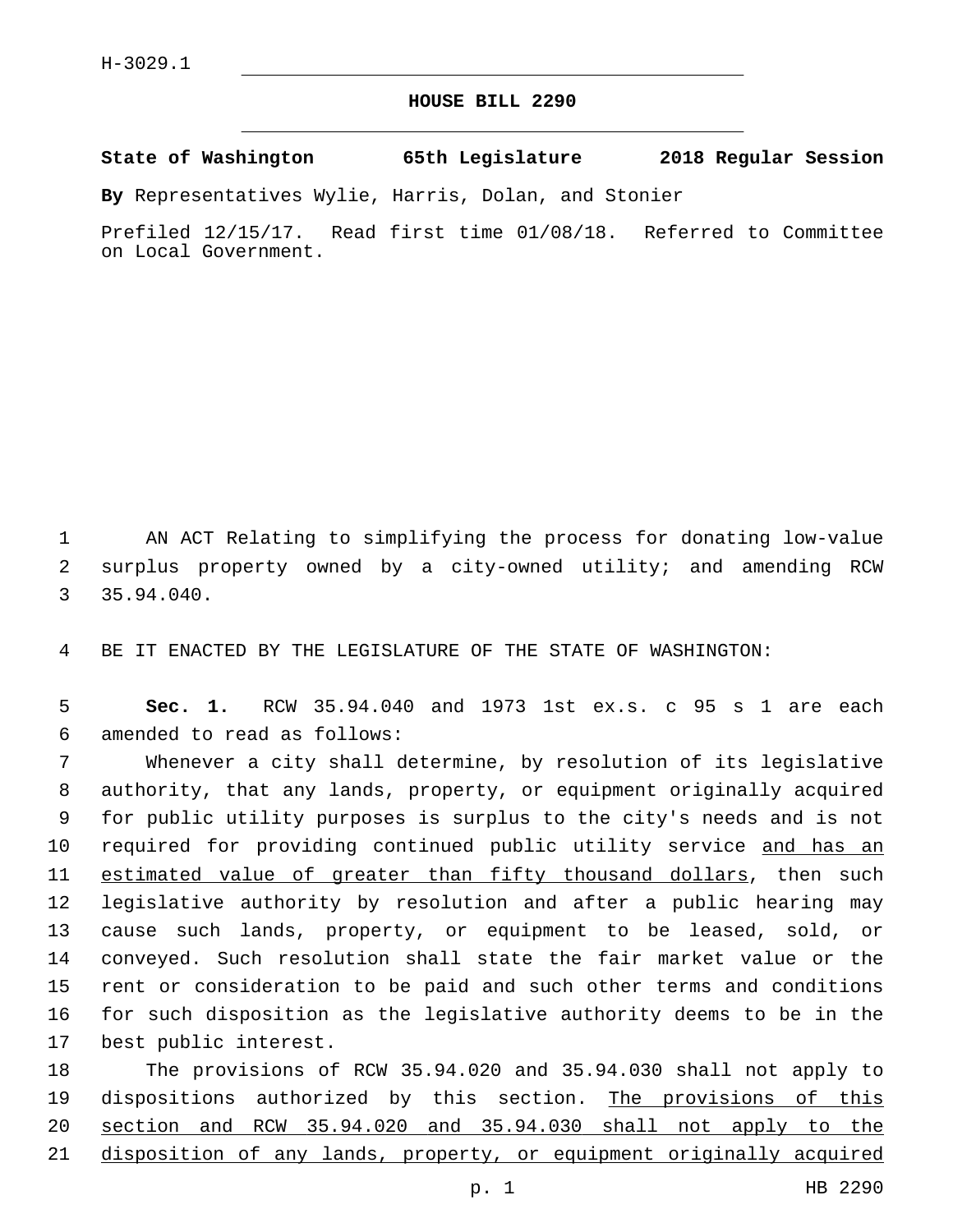H-3029.1

# HOUSE BILL 2290

**State of Washington 65th Legislature 2018 Regular Session**

**By** Representatives Wylie, Harris, Dolan, and Stonier

Prefiled 12/15/17. Read first time 01/08/18. Referred to Committee on Local Government.

AN ACT Relating to simplifying the process for donating low-value surplus property owned by a city-owned utility; and amending RCW 35.94.040.

BE IT ENACTED BY THE LEGISLATURE OF THE STATE OF WASHINGTON:

**Sec. 1.** RCW 35.94.040 and 1973 1st ex.s. c 95 s 1 are each amended to read as follows:

Whenever a city shall determine, by resolution of its legislative authority, that any lands, property, or equipment originally acquired for public utility purposes is surplus to the city's needs and is not required for providing continued public utility service <u>and has an estimated value of greater than fifty thousand dollars</u>, then such legislative authority by resolution and after a public hearing may cause such lands, property, or equipment to be leased, sold, or conveyed. Such resolution shall state the fair market value or the rent or consideration to be paid and such other terms and conditions for such disposition as the legislative authority deems to be in the best public interest.

The provisions of RCW 35.94.020 and 35.94.030 shall not apply to dispositions authorized by this section. <u>The provisions of this section and RCW 35.94.020 and 35.94.030 shall not apply to the disposition of any lands, property, or equipment originally acquired</u>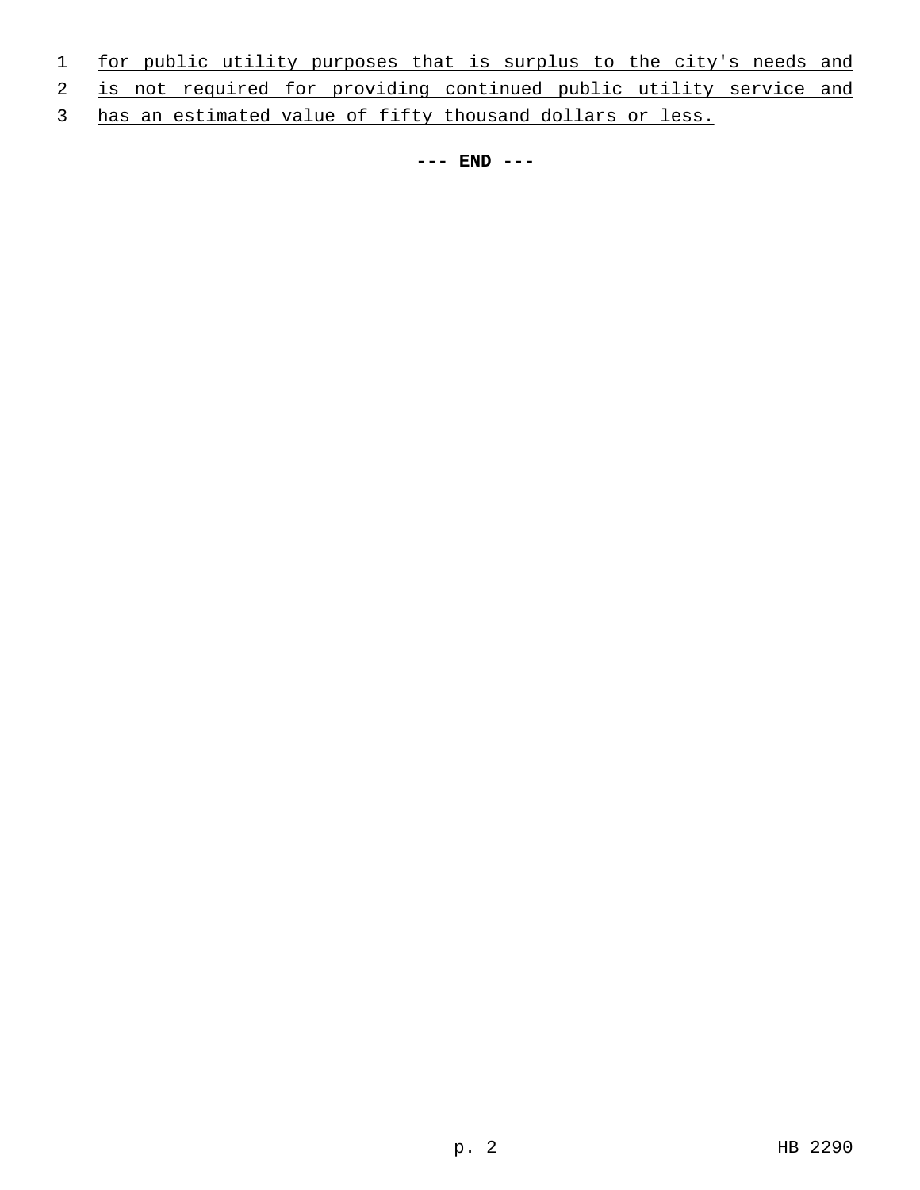for public utility purposes that is surplus to the city's needs and is not required for providing continued public utility service and has an estimated value of fifty thousand dollars or less.

**--- END ---**